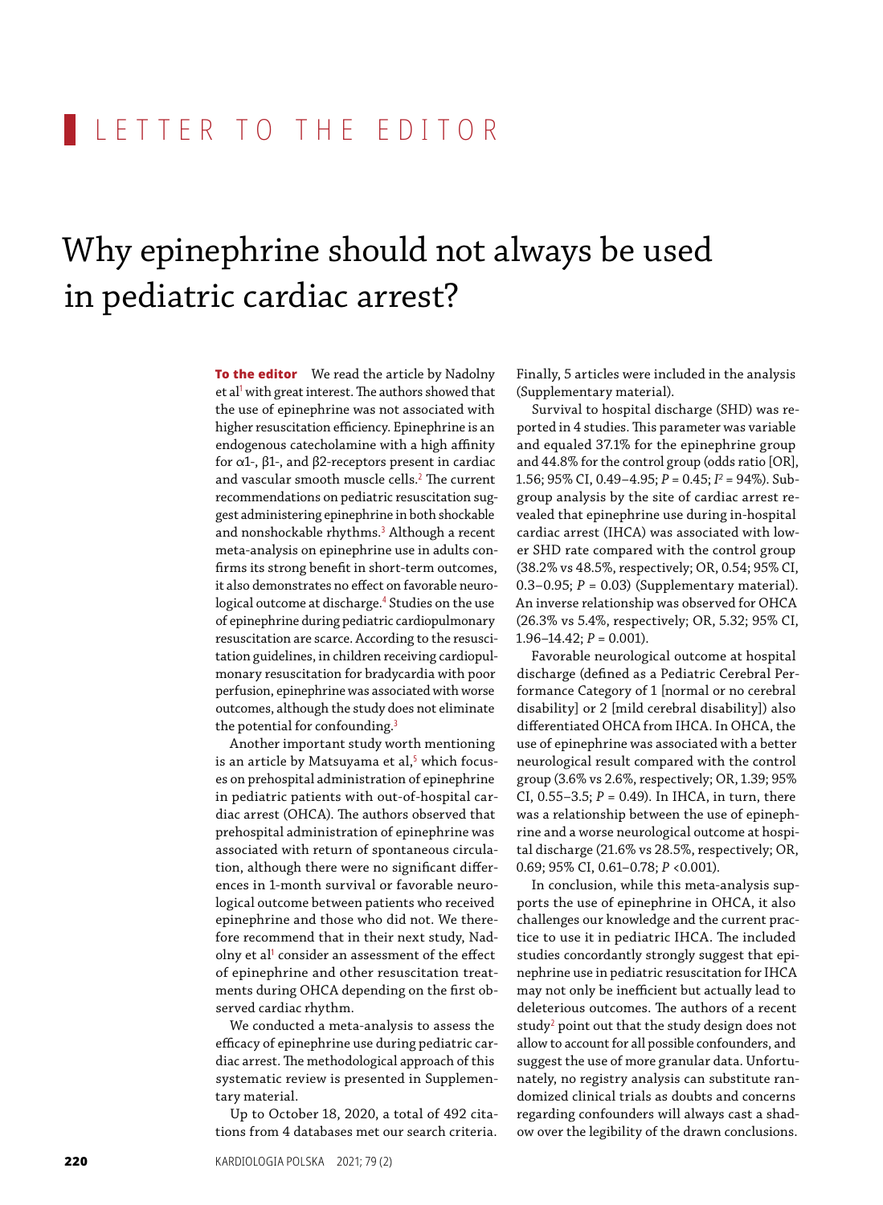LETTER TO THE EDITOR

# Why epinephrine should not always be used in pediatric cardiac arrest?

**To the editor** We read the article by Nadolny et al[1] with great interest. The authors showed that the use of epinephrine was not associated with higher resuscitation efficiency. Epinephrine is an endogenous catecholamine with a high affinity for α1-, β1-, and β2-receptors present in cardiac and vascular smooth muscle cells.[2] The current recommendations on pediatric resuscitation suggest administering epinephrine in both shockable and nonshockable rhythms.[3] Although a recent meta-analysis on epinephrine use in adults confirms its strong benefit in short-term outcomes, it also demonstrates no effect on favorable neurological outcome at discharge.[4] Studies on the use of epinephrine during pediatric cardiopulmonary resuscitation are scarce. According to the resuscitation guidelines, in children receiving cardiopulmonary resuscitation for bradycardia with poor perfusion, epinephrine was associated with worse outcomes, although the study does not eliminate the potential for confounding.[3]

Another important study worth mentioning is an article by Matsuyama et al,[5] which focuses on prehospital administration of epinephrine in pediatric patients with out-of-hospital cardiac arrest (OHCA). The authors observed that prehospital administration of epinephrine was associated with return of spontaneous circulation, although there were no significant differences in 1-month survival or favorable neurological outcome between patients who received epinephrine and those who did not. We therefore recommend that in their next study, Nadolny et al[1] consider an assessment of the effect of epinephrine and other resuscitation treatments during OHCA depending on the first observed cardiac rhythm.

We conducted a meta-analysis to assess the efficacy of epinephrine use during pediatric cardiac arrest. The methodological approach of this systematic review is presented in Supplementary material.

Up to October 18, 2020, a total of 492 citations from 4 databases met our search criteria. Finally, 5 articles were included in the analysis (Supplementary material).

Survival to hospital discharge (SHD) was reported in 4 studies. This parameter was variable and equaled 37.1% for the epinephrine group and 44.8% for the control group (odds ratio [OR], 1.56; 95% CI, 0.49–4.95; $P = 0.45$; $I^2 = 94\%$). Subgroup analysis by the site of cardiac arrest revealed that epinephrine use during in-hospital cardiac arrest (IHCA) was associated with lower SHD rate compared with the control group (38.2% vs 48.5%, respectively; OR, 0.54; 95% CI, 0.3–0.95; $P = 0.03$) (Supplementary material). An inverse relationship was observed for OHCA (26.3% vs 5.4%, respectively; OR, 5.32; 95% CI, 1.96–14.42; $P = 0.001$).

Favorable neurological outcome at hospital discharge (defined as a Pediatric Cerebral Performance Category of 1 [normal or no cerebral disability] or 2 [mild cerebral disability]) also differentiated OHCA from IHCA. In OHCA, the use of epinephrine was associated with a better neurological result compared with the control group (3.6% vs 2.6%, respectively; OR, 1.39; 95% CI, 0.55–3.5; $P = 0.49$). In IHCA, in turn, there was a relationship between the use of epinephrine and a worse neurological outcome at hospital discharge (21.6% vs 28.5%, respectively; OR, 0.69; 95% CI, 0.61–0.78; $P < 0.001$).

In conclusion, while this meta-analysis supports the use of epinephrine in OHCA, it also challenges our knowledge and the current practice to use it in pediatric IHCA. The included studies concordantly strongly suggest that epinephrine use in pediatric resuscitation for IHCA may not only be inefficient but actually lead to deleterious outcomes. The authors of a recent study[2] point out that the study design does not allow to account for all possible confounders, and suggest the use of more granular data. Unfortunately, no registry analysis can substitute randomized clinical trials as doubts and concerns regarding confounders will always cast a shadow over the legibility of the drawn conclusions.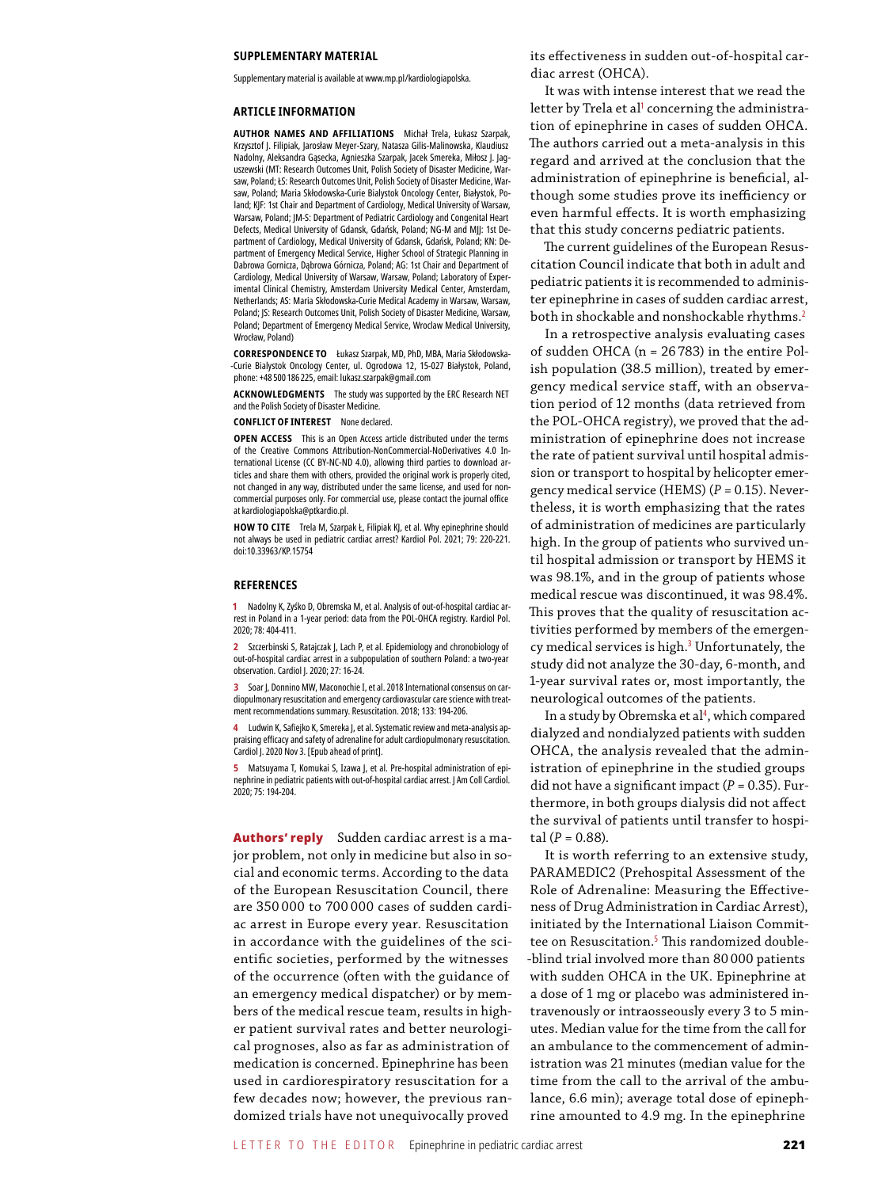## SUPPLEMENTARY MATERIAL

Supplementary material is available at www.mp.pl/kardiologiapolska.

## ARTICLE INFORMATION

**AUTHOR NAMES AND AFFILIATIONS** Michał Trela, Łukasz Szarpak, Krzysztof J. Filipiak, Jarosław Meyer-Szary, Natasza Gilis-Malinowska, Klaudiusz Nadolny, Aleksandra Gąsecka, Agnieszka Szarpak, Jacek Smereka, Miłosz J. Jaguszewski (MT: Research Outcomes Unit, Polish Society of Disaster Medicine, Warsaw, Poland; ŁS: Research Outcomes Unit, Polish Society of Disaster Medicine, Warsaw, Poland; Maria Skłodowska-Curie Bialystok Oncology Center, Białystok, Poland; KJF: 1st Chair and Department of Cardiology, Medical University of Warsaw, Warsaw, Poland; JM-S: Department of Pediatric Cardiology and Congenital Heart Defects, Medical University of Gdansk, Gdańsk, Poland; NG-M and MJJ: 1st Department of Cardiology, Medical University of Gdansk, Gdańsk, Poland; KN: Department of Emergency Medical Service, Higher School of Strategic Planning in Dabrowa Gornicza, Dąbrowa Górnicza, Poland; AG: 1st Chair and Department of Cardiology, Medical University of Warsaw, Warsaw, Poland; Laboratory of Experimental Clinical Chemistry, Amsterdam University Medical Center, Amsterdam, Netherlands; AS: Maria Skłodowska-Curie Medical Academy in Warsaw, Warsaw, Poland; JS: Research Outcomes Unit, Polish Society of Disaster Medicine, Warsaw, Poland; Department of Emergency Medical Service, Wroclaw Medical University, Wrocław, Poland)

**CORRESPONDENCE TO** Łukasz Szarpak, MD, PhD, MBA, Maria Skłodowska-Curie Bialystok Oncology Center, ul. Ogrodowa 12, 15-027 Białystok, Poland, phone: +48 500 186 225, email: lukasz.szarpak@gmail.com

**ACKNOWLEDGMENTS** The study was supported by the ERC Research NET and the Polish Society of Disaster Medicine.

**CONFLICT OF INTEREST** None declared.

**OPEN ACCESS** This is an Open Access article distributed under the terms of the Creative Commons Attribution-NonCommercial-NoDerivatives 4.0 International License (CC BY-NC-ND 4.0), allowing third parties to download articles and share them with others, provided the original work is properly cited, not changed in any way, distributed under the same license, and used for noncommercial purposes only. For commercial use, please contact the journal office at kardiologiapolska@ptkardio.pl.

**HOW TO CITE** Trela M, Szarpak Ł, Filipiak KJ, et al. Why epinephrine should not always be used in pediatric cardiac arrest? Kardiol Pol. 2021; 79: 220-221. doi:10.33963/KP.15754

## REFERENCES

1 Nadolny K, Zyśko D, Obremska M, et al. Analysis of out-of-hospital cardiac arrest in Poland in a 1-year period: data from the POL-OHCA registry. Kardiol Pol. 2020; 78: 404-411.

2 Szczerbinski S, Ratajczak J, Lach P, et al. Epidemiology and chronobiology of out-of-hospital cardiac arrest in a subpopulation of southern Poland: a two-year observation. Cardiol J. 2020; 27: 16-24.

3 Soar J, Donnino MW, Maconochie I, et al. 2018 International consensus on cardiopulmonary resuscitation and emergency cardiovascular care science with treatment recommendations summary. Resuscitation. 2018; 133: 194-206.

4 Ludwin K, Safiejko K, Smereka J, et al. Systematic review and meta-analysis appraising efficacy and safety of adrenaline for adult cardiopulmonary resuscitation. Cardiol J. 2020 Nov 3. [Epub ahead of print].

5 Matsuyama T, Komukai S, Izawa J, et al. Pre-hospital administration of epinephrine in pediatric patients with out-of-hospital cardiac arrest. J Am Coll Cardiol. 2020; 75: 194-204.

**Authors' reply** Sudden cardiac arrest is a major problem, not only in medicine but also in social and economic terms. According to the data of the European Resuscitation Council, there are 350 000 to 700 000 cases of sudden cardiac arrest in Europe every year. Resuscitation in accordance with the guidelines of the scientific societies, performed by the witnesses of the occurrence (often with the guidance of an emergency medical dispatcher) or by members of the medical rescue team, results in higher patient survival rates and better neurological prognoses, also as far as administration of medication is concerned. Epinephrine has been used in cardiorespiratory resuscitation for a few decades now; however, the previous randomized trials have not unequivocally proved its effectiveness in sudden out-of-hospital cardiac arrest (OHCA).

It was with intense interest that we read the letter by Trela et al[1] concerning the administration of epinephrine in cases of sudden OHCA. The authors carried out a meta-analysis in this regard and arrived at the conclusion that the administration of epinephrine is beneficial, although some studies prove its inefficiency or even harmful effects. It is worth emphasizing that this study concerns pediatric patients.

The current guidelines of the European Resuscitation Council indicate that both in adult and pediatric patients it is recommended to administer epinephrine in cases of sudden cardiac arrest, both in shockable and nonshockable rhythms.[2]

In a retrospective analysis evaluating cases of sudden OHCA (n = 26 783) in the entire Polish population (38.5 million), treated by emergency medical service staff, with an observation period of 12 months (data retrieved from the POL-OHCA registry), we proved that the administration of epinephrine does not increase the rate of patient survival until hospital admission or transport to hospital by helicopter emergency medical service (HEMS) ($P$ = 0.15). Nevertheless, it is worth emphasizing that the rates of administration of medicines are particularly high. In the group of patients who survived until hospital admission or transport by HEMS it was 98.1%, and in the group of patients whose medical rescue was discontinued, it was 98.4%. This proves that the quality of resuscitation activities performed by members of the emergency medical services is high.[3] Unfortunately, the study did not analyze the 30-day, 6-month, and 1-year survival rates or, most importantly, the neurological outcomes of the patients.

In a study by Obremska et al[4], which compared dialyzed and nondialyzed patients with sudden OHCA, the analysis revealed that the administration of epinephrine in the studied groups did not have a significant impact ($P$ = 0.35). Furthermore, in both groups dialysis did not affect the survival of patients until transfer to hospital ($P$ = 0.88).

It is worth referring to an extensive study, PARAMEDIC2 (Prehospital Assessment of the Role of Adrenaline: Measuring the Effectiveness of Drug Administration in Cardiac Arrest), initiated by the International Liaison Committee on Resuscitation.[5] This randomized double-blind trial involved more than 80 000 patients with sudden OHCA in the UK. Epinephrine at a dose of 1 mg or placebo was administered intravenously or intraosseously every 3 to 5 minutes. Median value for the time from the call for an ambulance to the commencement of administration was 21 minutes (median value for the time from the call to the arrival of the ambulance, 6.6 min); average total dose of epinephrine amounted to 4.9 mg. In the epinephrine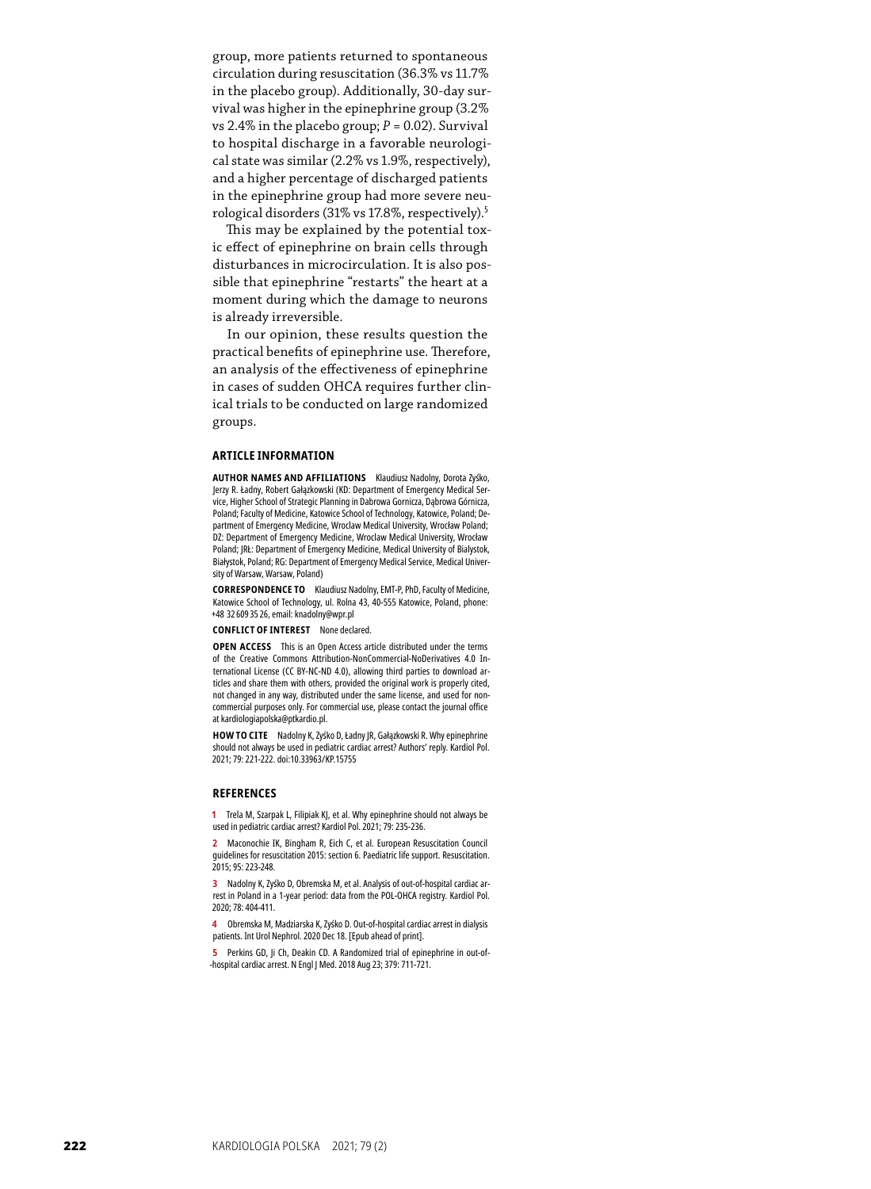group, more patients returned to spontaneous circulation during resuscitation (36.3% vs 11.7% in the placebo group). Additionally, 30-day survival was higher in the epinephrine group (3.2% vs 2.4% in the placebo group; $P = 0.02$). Survival to hospital discharge in a favorable neurological state was similar (2.2% vs 1.9%, respectively), and a higher percentage of discharged patients in the epinephrine group had more severe neurological disorders (31% vs 17.8%, respectively).[5]

This may be explained by the potential toxic effect of epinephrine on brain cells through disturbances in microcirculation. It is also possible that epinephrine "restarts" the heart at a moment during which the damage to neurons is already irreversible.

In our opinion, these results question the practical benefits of epinephrine use. Therefore, an analysis of the effectiveness of epinephrine in cases of sudden OHCA requires further clinical trials to be conducted on large randomized groups.

### ARTICLE INFORMATION

**AUTHOR NAMES AND AFFILIATIONS** Klaudiusz Nadolny, Dorota Zyśko, Jerzy R. Ładny, Robert Gałązkowski (KD: Department of Emergency Medical Service, Higher School of Strategic Planning in Dabrowa Gornicza, Dąbrowa Górnicza, Poland; Faculty of Medicine, Katowice School of Technology, Katowice, Poland; Department of Emergency Medicine, Wroclaw Medical University, Wrocław Poland; DZ: Department of Emergency Medicine, Wroclaw Medical University, Wrocław Poland; JRŁ: Department of Emergency Medicine, Medical University of Bialystok, Białystok, Poland; RG: Department of Emergency Medical Service, Medical University of Warsaw, Warsaw, Poland)

**CORRESPONDENCE TO** Klaudiusz Nadolny, EMT-P, PhD, Faculty of Medicine, Katowice School of Technology, ul. Rolna 43, 40-555 Katowice, Poland, phone: +48 32 609 35 26, email: knadolny@wpr.pl

**CONFLICT OF INTEREST** None declared.

**OPEN ACCESS** This is an Open Access article distributed under the terms of the Creative Commons Attribution-NonCommercial-NoDerivatives 4.0 International License (CC BY-NC-ND 4.0), allowing third parties to download articles and share them with others, provided the original work is properly cited, not changed in any way, distributed under the same license, and used for noncommercial purposes only. For commercial use, please contact the journal office at kardiologiapolska@ptkardio.pl.

**HOW TO CITE** Nadolny K, Zyśko D, Ładny JR, Gałązkowski R. Why epinephrine should not always be used in pediatric cardiac arrest? Authors' reply. Kardiol Pol. 2021; 79: 221-222. doi:10.33963/KP.15755

### REFERENCES

1 Trela M, Szarpak L, Filipiak KJ, et al. Why epinephrine should not always be used in pediatric cardiac arrest? Kardiol Pol. 2021; 79: 235-236.

2 Maconochie IK, Bingham R, Eich C, et al. European Resuscitation Council guidelines for resuscitation 2015: section 6. Paediatric life support. Resuscitation. 2015; 95: 223-248.

3 Nadolny K, Zyśko D, Obremska M, et al. Analysis of out-of-hospital cardiac arrest in Poland in a 1-year period: data from the POL-OHCA registry. Kardiol Pol. 2020; 78: 404-411.

4 Obremska M, Madziarska K, Zyśko D. Out-of-hospital cardiac arrest in dialysis patients. Int Urol Nephrol. 2020 Dec 18. [Epub ahead of print].

5 Perkins GD, Ji Ch, Deakin CD. A Randomized trial of epinephrine in out-of-hospital cardiac arrest. N Engl J Med. 2018 Aug 23; 379: 711-721.